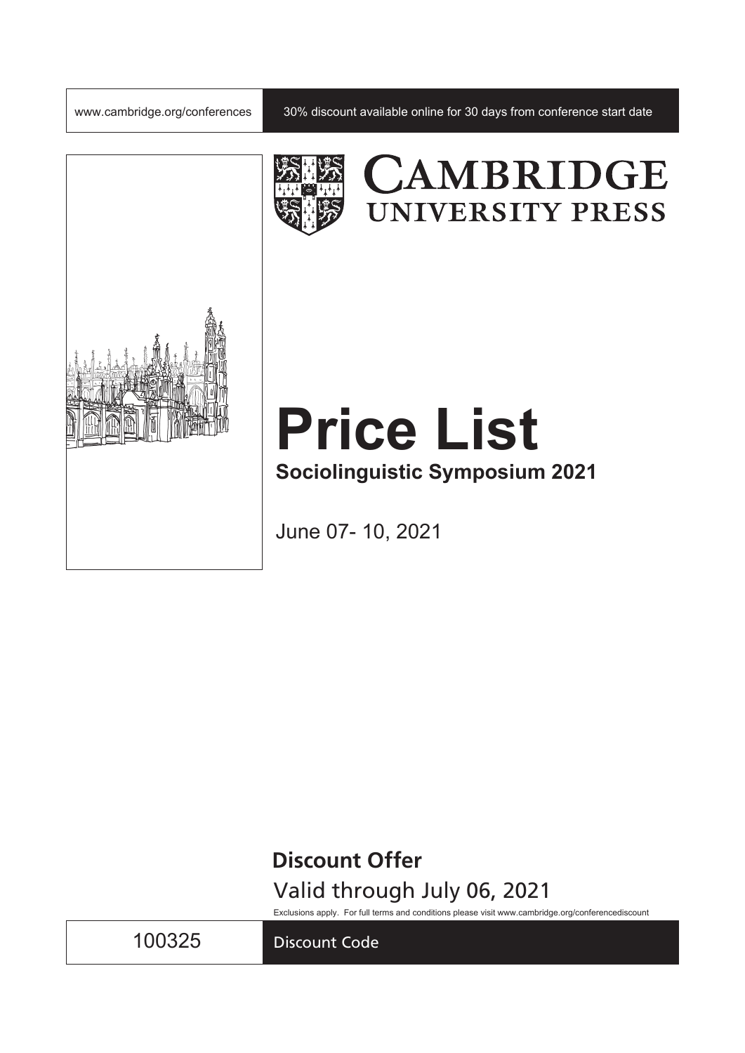www.cambridge.org/conferences

30% discount available online for 30 days from conference start date

CAMBRIDGE UNIVERSITY PRESS

# Price List

## Sociolinguistic Symposium 2021

June 07- 10, 2021

**Discount Offer**

Valid through July 06, 2021

Exclusions apply. For full terms and conditions please visit www.cambridge.org/conferencediscount

100325 Discount Code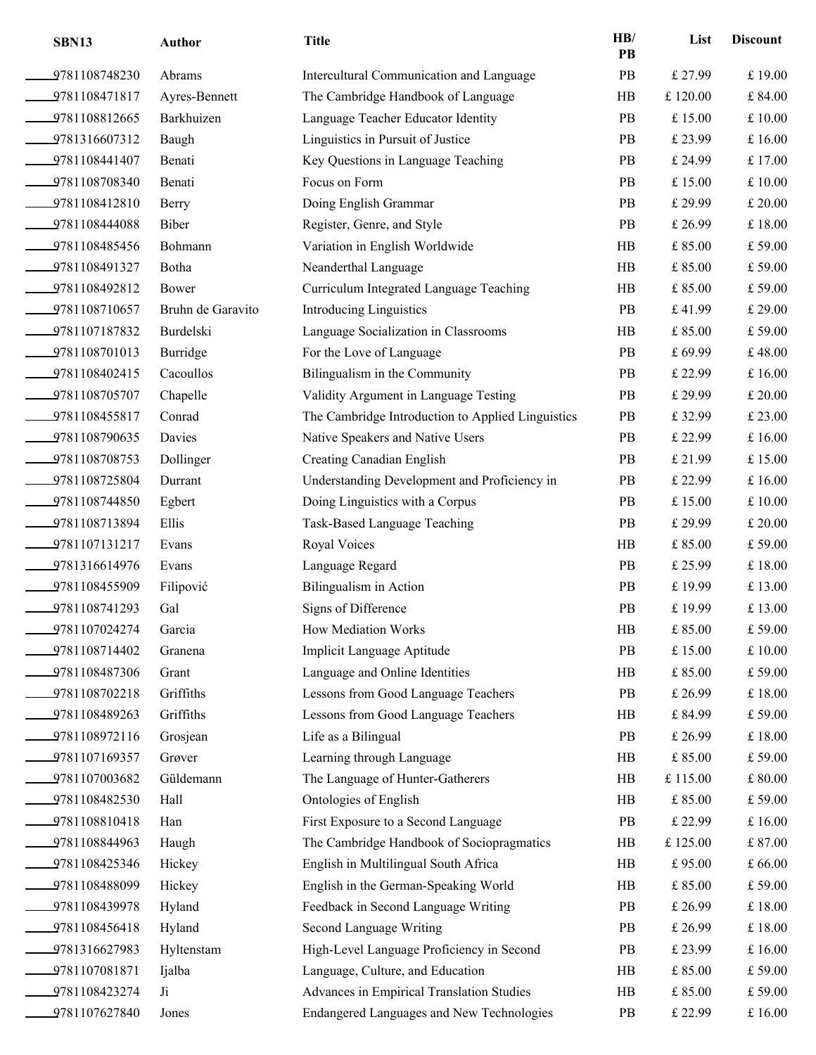| SBN13 | Author | Title | HB/ PB | List | Discount |
|---|---|---|---|---|---|
| ____9781108748230 | Abrams | Intercultural Communication and Language | PB | £ 27.99 | £ 19.00 |
| ____9781108471817 | Ayres-Bennett | The Cambridge Handbook of Language | HB | £ 120.00 | £ 84.00 |
| ____9781108812665 | Barkhuizen | Language Teacher Educator Identity | PB | £ 15.00 | £ 10.00 |
| ____9781316607312 | Baugh | Linguistics in Pursuit of Justice | PB | £ 23.99 | £ 16.00 |
| ____9781108441407 | Benati | Key Questions in Language Teaching | PB | £ 24.99 | £ 17.00 |
| ____9781108708340 | Benati | Focus on Form | PB | £ 15.00 | £ 10.00 |
| ____9781108412810 | Berry | Doing English Grammar | PB | £ 29.99 | £ 20.00 |
| ____9781108444088 | Biber | Register, Genre, and Style | PB | £ 26.99 | £ 18.00 |
| ____9781108485456 | Bohmann | Variation in English Worldwide | HB | £ 85.00 | £ 59.00 |
| ____9781108491327 | Botha | Neanderthal Language | HB | £ 85.00 | £ 59.00 |
| ____9781108492812 | Bower | Curriculum Integrated Language Teaching | HB | £ 85.00 | £ 59.00 |
| ____9781108710657 | Bruhn de Garavito | Introducing Linguistics | PB | £ 41.99 | £ 29.00 |
| ____9781107187832 | Burdelski | Language Socialization in Classrooms | HB | £ 85.00 | £ 59.00 |
| ____9781108701013 | Burridge | For the Love of Language | PB | £ 69.99 | £ 48.00 |
| ____9781108402415 | Cacoullos | Bilingualism in the Community | PB | £ 22.99 | £ 16.00 |
| ____9781108705707 | Chapelle | Validity Argument in Language Testing | PB | £ 29.99 | £ 20.00 |
| ____9781108455817 | Conrad | The Cambridge Introduction to Applied Linguistics | PB | £ 32.99 | £ 23.00 |
| ____9781108790635 | Davies | Native Speakers and Native Users | PB | £ 22.99 | £ 16.00 |
| ____9781108708753 | Dollinger | Creating Canadian English | PB | £ 21.99 | £ 15.00 |
| ____9781108725804 | Durrant | Understanding Development and Proficiency in | PB | £ 22.99 | £ 16.00 |
| ____9781108744850 | Egbert | Doing Linguistics with a Corpus | PB | £ 15.00 | £ 10.00 |
| ____9781108713894 | Ellis | Task-Based Language Teaching | PB | £ 29.99 | £ 20.00 |
| ____9781107131217 | Evans | Royal Voices | HB | £ 85.00 | £ 59.00 |
| ____9781316614976 | Evans | Language Regard | PB | £ 25.99 | £ 18.00 |
| ____9781108455909 | Filipović | Bilingualism in Action | PB | £ 19.99 | £ 13.00 |
| ____9781108741293 | Gal | Signs of Difference | PB | £ 19.99 | £ 13.00 |
| ____9781107024274 | Garcia | How Mediation Works | HB | £ 85.00 | £ 59.00 |
| ____9781108714402 | Granena | Implicit Language Aptitude | PB | £ 15.00 | £ 10.00 |
| ____9781108487306 | Grant | Language and Online Identities | HB | £ 85.00 | £ 59.00 |
| ____9781108702218 | Griffiths | Lessons from Good Language Teachers | PB | £ 26.99 | £ 18.00 |
| ____9781108489263 | Griffiths | Lessons from Good Language Teachers | HB | £ 84.99 | £ 59.00 |
| ____9781108972116 | Grosjean | Life as a Bilingual | PB | £ 26.99 | £ 18.00 |
| ____9781107169357 | Grøver | Learning through Language | HB | £ 85.00 | £ 59.00 |
| ____9781107003682 | Güldemann | The Language of Hunter-Gatherers | HB | £ 115.00 | £ 80.00 |
| ____9781108482530 | Hall | Ontologies of English | HB | £ 85.00 | £ 59.00 |
| ____9781108810418 | Han | First Exposure to a Second Language | PB | £ 22.99 | £ 16.00 |
| ____9781108844963 | Haugh | The Cambridge Handbook of Sociopragmatics | HB | £ 125.00 | £ 87.00 |
| ____9781108425346 | Hickey | English in Multilingual South Africa | HB | £ 95.00 | £ 66.00 |
| ____9781108488099 | Hickey | English in the German-Speaking World | HB | £ 85.00 | £ 59.00 |
| ____9781108439978 | Hyland | Feedback in Second Language Writing | PB | £ 26.99 | £ 18.00 |
| ____9781108456418 | Hyland | Second Language Writing | PB | £ 26.99 | £ 18.00 |
| ____9781316627983 | Hyltenstam | High-Level Language Proficiency in Second | PB | £ 23.99 | £ 16.00 |
| ____9781107081871 | Ijalba | Language, Culture, and Education | HB | £ 85.00 | £ 59.00 |
| ____9781108423274 | Ji | Advances in Empirical Translation Studies | HB | £ 85.00 | £ 59.00 |
| ____9781107627840 | Jones | Endangered Languages and New Technologies | PB | £ 22.99 | £ 16.00 |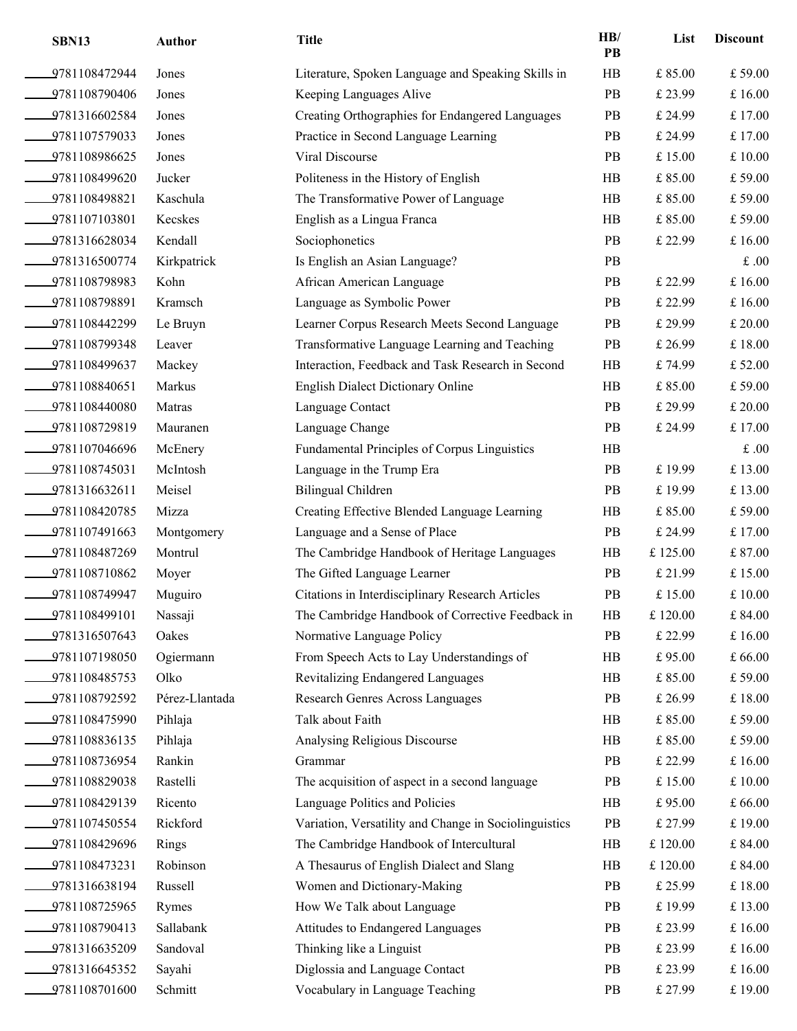| SBN13 | Author | Title | HB/ PB | List | Discount |
|---|---|---|---|---|---|
| ____9781108472944 | Jones | Literature, Spoken Language and Speaking Skills in | HB | £ 85.00 | £ 59.00 |
| ____9781108790406 | Jones | Keeping Languages Alive | PB | £ 23.99 | £ 16.00 |
| ____9781316602584 | Jones | Creating Orthographies for Endangered Languages | PB | £ 24.99 | £ 17.00 |
| ____9781107579033 | Jones | Practice in Second Language Learning | PB | £ 24.99 | £ 17.00 |
| ____9781108986625 | Jones | Viral Discourse | PB | £ 15.00 | £ 10.00 |
| ____9781108499620 | Jucker | Politeness in the History of English | HB | £ 85.00 | £ 59.00 |
| ____9781108498821 | Kaschula | The Transformative Power of Language | HB | £ 85.00 | £ 59.00 |
| ____9781107103801 | Kecskes | English as a Lingua Franca | HB | £ 85.00 | £ 59.00 |
| ____9781316628034 | Kendall | Sociophonetics | PB | £ 22.99 | £ 16.00 |
| ____9781316500774 | Kirkpatrick | Is English an Asian Language? | PB | | £ .00 |
| ____9781108798983 | Kohn | African American Language | PB | £ 22.99 | £ 16.00 |
| ____9781108798891 | Kramsch | Language as Symbolic Power | PB | £ 22.99 | £ 16.00 |
| ____9781108442299 | Le Bruyn | Learner Corpus Research Meets Second Language | PB | £ 29.99 | £ 20.00 |
| ____9781108799348 | Leaver | Transformative Language Learning and Teaching | PB | £ 26.99 | £ 18.00 |
| ____9781108499637 | Mackey | Interaction, Feedback and Task Research in Second | HB | £ 74.99 | £ 52.00 |
| ____9781108840651 | Markus | English Dialect Dictionary Online | HB | £ 85.00 | £ 59.00 |
| ____9781108440080 | Matras | Language Contact | PB | £ 29.99 | £ 20.00 |
| ____9781108729819 | Mauranen | Language Change | PB | £ 24.99 | £ 17.00 |
| ____9781107046696 | McEnery | Fundamental Principles of Corpus Linguistics | HB | | £ .00 |
| ____9781108745031 | McIntosh | Language in the Trump Era | PB | £ 19.99 | £ 13.00 |
| ____9781316632611 | Meisel | Bilingual Children | PB | £ 19.99 | £ 13.00 |
| ____9781108420785 | Mizza | Creating Effective Blended Language Learning | HB | £ 85.00 | £ 59.00 |
| ____9781107491663 | Montgomery | Language and a Sense of Place | PB | £ 24.99 | £ 17.00 |
| ____9781108487269 | Montrul | The Cambridge Handbook of Heritage Languages | HB | £ 125.00 | £ 87.00 |
| ____9781108710862 | Moyer | The Gifted Language Learner | PB | £ 21.99 | £ 15.00 |
| ____9781108749947 | Muguiro | Citations in Interdisciplinary Research Articles | PB | £ 15.00 | £ 10.00 |
| ____9781108499101 | Nassaji | The Cambridge Handbook of Corrective Feedback in | HB | £ 120.00 | £ 84.00 |
| ____9781316507643 | Oakes | Normative Language Policy | PB | £ 22.99 | £ 16.00 |
| ____9781107198050 | Ogiermann | From Speech Acts to Lay Understandings of | HB | £ 95.00 | £ 66.00 |
| ____9781108485753 | Olko | Revitalizing Endangered Languages | HB | £ 85.00 | £ 59.00 |
| ____9781108792592 | Pérez-Llantada | Research Genres Across Languages | PB | £ 26.99 | £ 18.00 |
| ____9781108475990 | Pihlaja | Talk about Faith | HB | £ 85.00 | £ 59.00 |
| ____9781108836135 | Pihlaja | Analysing Religious Discourse | HB | £ 85.00 | £ 59.00 |
| ____9781108736954 | Rankin | Grammar | PB | £ 22.99 | £ 16.00 |
| ____9781108829038 | Rastelli | The acquisition of aspect in a second language | PB | £ 15.00 | £ 10.00 |
| ____9781108429139 | Ricento | Language Politics and Policies | HB | £ 95.00 | £ 66.00 |
| ____9781107450554 | Rickford | Variation, Versatility and Change in Sociolinguistics | PB | £ 27.99 | £ 19.00 |
| ____9781108429696 | Rings | The Cambridge Handbook of Intercultural | HB | £ 120.00 | £ 84.00 |
| ____9781108473231 | Robinson | A Thesaurus of English Dialect and Slang | HB | £ 120.00 | £ 84.00 |
| ____9781316638194 | Russell | Women and Dictionary-Making | PB | £ 25.99 | £ 18.00 |
| ____9781108725965 | Rymes | How We Talk about Language | PB | £ 19.99 | £ 13.00 |
| ____9781108790413 | Sallabank | Attitudes to Endangered Languages | PB | £ 23.99 | £ 16.00 |
| ____9781316635209 | Sandoval | Thinking like a Linguist | PB | £ 23.99 | £ 16.00 |
| ____9781316645352 | Sayahi | Diglossia and Language Contact | PB | £ 23.99 | £ 16.00 |
| ____9781108701600 | Schmitt | Vocabulary in Language Teaching | PB | £ 27.99 | £ 19.00 |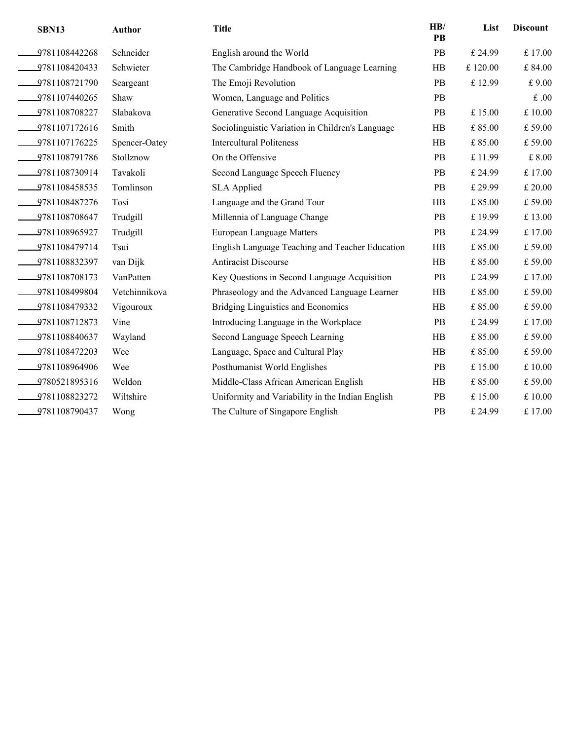| SBN13 | Author | Title | HB/ PB | List | Discount |
|---|---|---|---|---|---|
| 9781108442268 | Schneider | English around the World | PB | £ 24.99 | £ 17.00 |
| 9781108420433 | Schwieter | The Cambridge Handbook of Language Learning | HB | £ 120.00 | £ 84.00 |
| 9781108721790 | Seargeant | The Emoji Revolution | PB | £ 12.99 | £ 9.00 |
| 9781107440265 | Shaw | Women, Language and Politics | PB | | £ .00 |
| 9781108708227 | Slabakova | Generative Second Language Acquisition | PB | £ 15.00 | £ 10.00 |
| 9781107172616 | Smith | Sociolinguistic Variation in Children's Language | HB | £ 85.00 | £ 59.00 |
| 9781107176225 | Spencer-Oatey | Intercultural Politeness | HB | £ 85.00 | £ 59.00 |
| 9781108791786 | Stollznow | On the Offensive | PB | £ 11.99 | £ 8.00 |
| 9781108730914 | Tavakoli | Second Language Speech Fluency | PB | £ 24.99 | £ 17.00 |
| 9781108458535 | Tomlinson | SLA Applied | PB | £ 29.99 | £ 20.00 |
| 9781108487276 | Tosi | Language and the Grand Tour | HB | £ 85.00 | £ 59.00 |
| 9781108708647 | Trudgill | Millennia of Language Change | PB | £ 19.99 | £ 13.00 |
| 9781108965927 | Trudgill | European Language Matters | PB | £ 24.99 | £ 17.00 |
| 9781108479714 | Tsui | English Language Teaching and Teacher Education | HB | £ 85.00 | £ 59.00 |
| 9781108832397 | van Dijk | Antiracist Discourse | HB | £ 85.00 | £ 59.00 |
| 9781108708173 | VanPatten | Key Questions in Second Language Acquisition | PB | £ 24.99 | £ 17.00 |
| 9781108499804 | Vetchinnikova | Phraseology and the Advanced Language Learner | HB | £ 85.00 | £ 59.00 |
| 9781108479332 | Vigouroux | Bridging Linguistics and Economics | HB | £ 85.00 | £ 59.00 |
| 9781108712873 | Vine | Introducing Language in the Workplace | PB | £ 24.99 | £ 17.00 |
| 9781108840637 | Wayland | Second Language Speech Learning | HB | £ 85.00 | £ 59.00 |
| 9781108472203 | Wee | Language, Space and Cultural Play | HB | £ 85.00 | £ 59.00 |
| 9781108964906 | Wee | Posthumanist World Englishes | PB | £ 15.00 | £ 10.00 |
| 9780521895316 | Weldon | Middle-Class African American English | HB | £ 85.00 | £ 59.00 |
| 9781108823272 | Wiltshire | Uniformity and Variability in the Indian English | PB | £ 15.00 | £ 10.00 |
| 9781108790437 | Wong | The Culture of Singapore English | PB | £ 24.99 | £ 17.00 |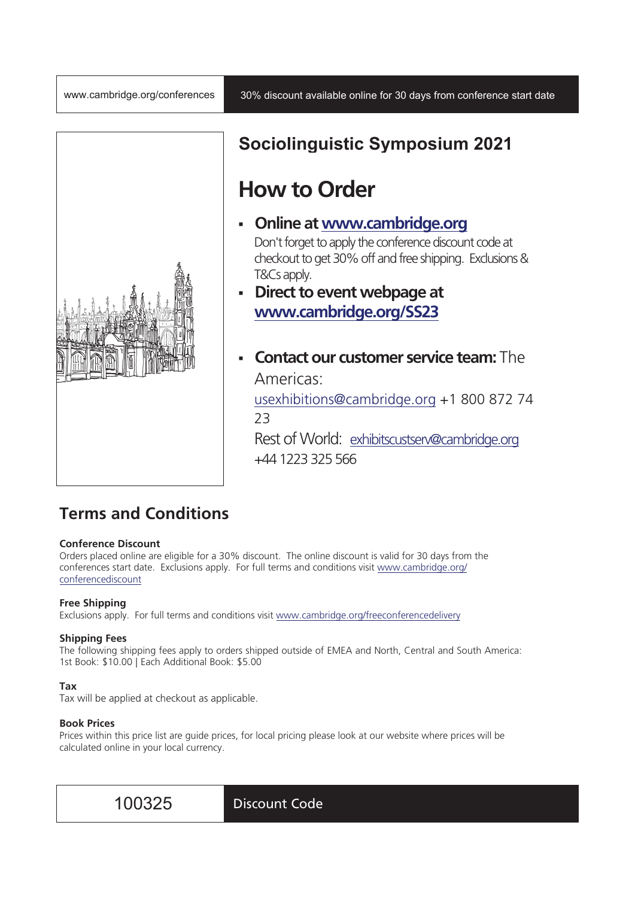www.cambridge.org/conferences

30% discount available online for 30 days from conference start date

## Sociolinguistic Symposium 2021

# How to Order

- **Online at [www.cambridge.org](www.cambridge.org)**
  Don't forget to apply the conference discount code at checkout to get 30% off and free shipping. Exclusions & T&Cs apply.
- **Direct to event webpage at [www.cambridge.org/SS23](www.cambridge.org/SS23)**
- **Contact our customer service team:** The Americas: usexhibitions@cambridge.org +1 800 872 74 23
  Rest of World: exhibitscustserv@cambridge.org +44 1223 325 566

## Terms and Conditions

**Conference Discount**
Orders placed online are eligible for a 30% discount. The online discount is valid for 30 days from the conferences start date. Exclusions apply. For full terms and conditions visit www.cambridge.org/conferencediscount

**Free Shipping**
Exclusions apply. For full terms and conditions visit www.cambridge.org/freeconferencedelivery

**Shipping Fees**
The following shipping fees apply to orders shipped outside of EMEA and North, Central and South America:
1st Book: $10.00 | Each Additional Book: $5.00

**Tax**
Tax will be applied at checkout as applicable.

**Book Prices**
Prices within this price list are guide prices, for local pricing please look at our website where prices will be calculated online in your local currency.

100325 Discount Code